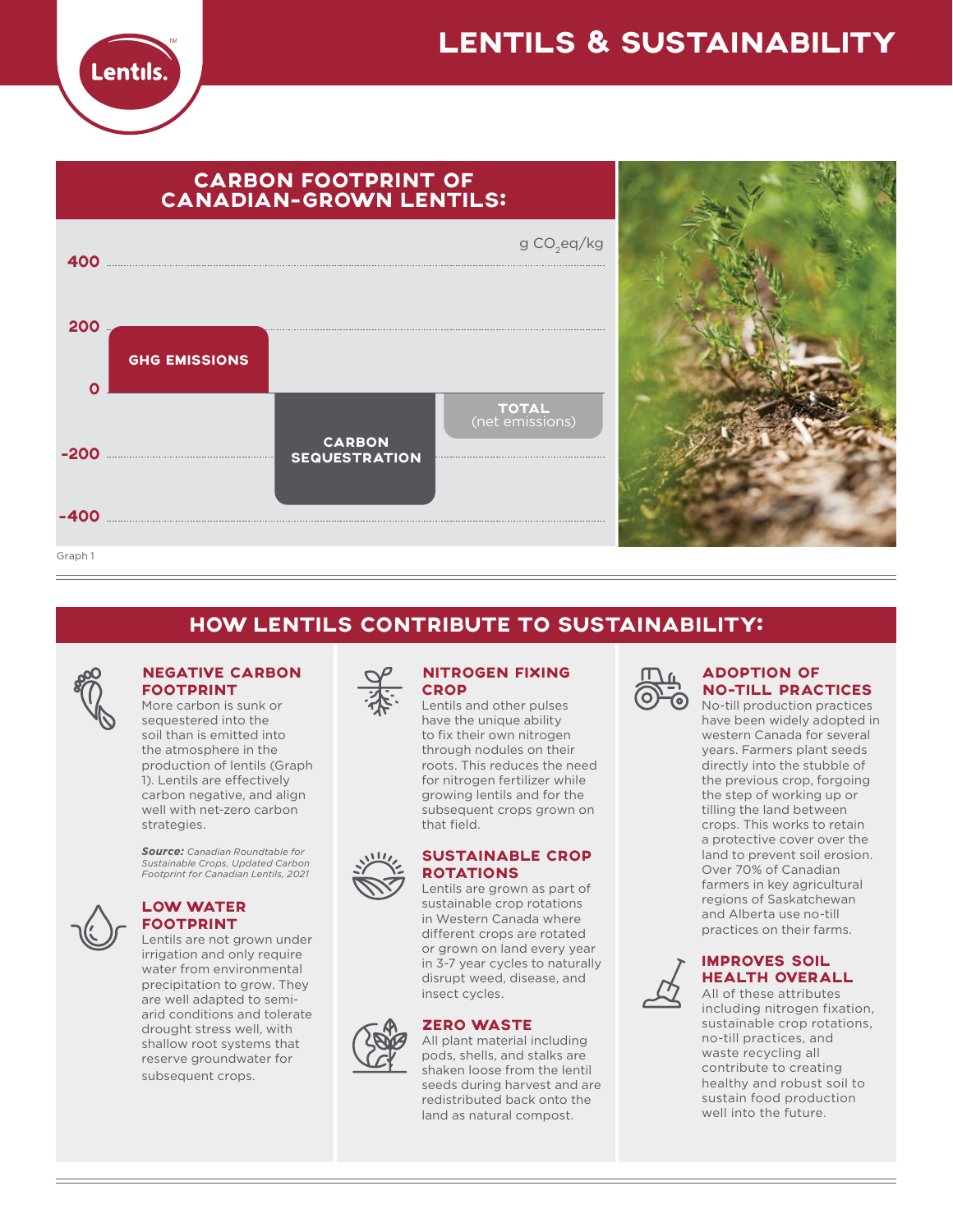# LENTILS & SUSTAINABILITY

## CARBON FOOTPRINT OF CANADIAN-GROWN LENTILS:

g $CO_2$eq/kg

400

200

GHG EMISSIONS

0

TOTAL (net emissions)

CARBON SEQUESTRATION

-200

-400

Graph 1

## HOW LENTILS CONTRIBUTE TO SUSTAINABILITY:

### NEGATIVE CARBON FOOTPRINT

More carbon is sunk or sequestered into the soil than is emitted into the atmosphere in the production of lentils (Graph 1). Lentils are effectively carbon negative, and align well with net-zero carbon strategies.

***Source:*** *Canadian Roundtable for Sustainable Crops, Updated Carbon Footprint for Canadian Lentils, 2021*

### LOW WATER FOOTPRINT

Lentils are not grown under irrigation and only require water from environmental precipitation to grow. They are well adapted to semi-arid conditions and tolerate drought stress well, with shallow root systems that reserve groundwater for subsequent crops.

### NITROGEN FIXING CROP

Lentils and other pulses have the unique ability to fix their own nitrogen through nodules on their roots. This reduces the need for nitrogen fertilizer while growing lentils and for the subsequent crops grown on that field.

### SUSTAINABLE CROP ROTATIONS

Lentils are grown as part of sustainable crop rotations in Western Canada where different crops are rotated or grown on land every year in 3-7 year cycles to naturally disrupt weed, disease, and insect cycles.

### ZERO WASTE

All plant material including pods, shells, and stalks are shaken loose from the lentil seeds during harvest and are redistributed back onto the land as natural compost.

### ADOPTION OF NO-TILL PRACTICES

No-till production practices have been widely adopted in western Canada for several years. Farmers plant seeds directly into the stubble of the previous crop, forgoing the step of working up or tilling the land between crops. This works to retain a protective cover over the land to prevent soil erosion. Over 70% of Canadian farmers in key agricultural regions of Saskatchewan and Alberta use no-till practices on their farms.

### IMPROVES SOIL HEALTH OVERALL

All of these attributes including nitrogen fixation, sustainable crop rotations, no-till practices, and waste recycling all contribute to creating healthy and robust soil to sustain food production well into the future.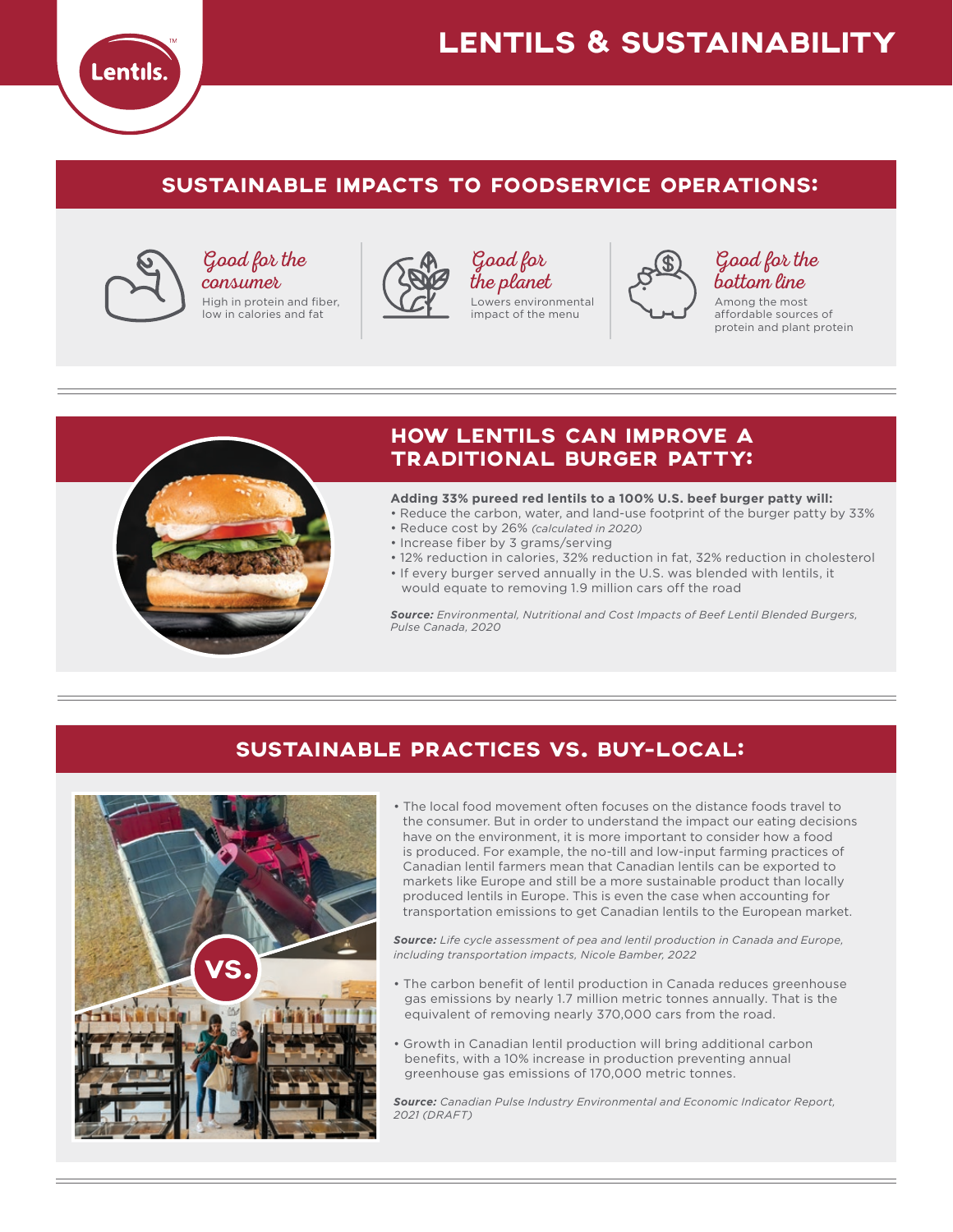# LENTILS & SUSTAINABILITY

## SUSTAINABLE IMPACTS TO FOODSERVICE OPERATIONS:

**Good for the consumer**
High in protein and fiber, low in calories and fat

**Good for the planet**
Lowers environmental impact of the menu

**Good for the bottom line**
Among the most affordable sources of protein and plant protein

## HOW LENTILS CAN IMPROVE A TRADITIONAL BURGER PATTY:

**Adding 33% pureed red lentils to a 100% U.S. beef burger patty will:**

- Reduce the carbon, water, and land-use footprint of the burger patty by 33%
- Reduce cost by 26% *(calculated in 2020)*
- Increase fiber by 3 grams/serving
- 12% reduction in calories, 32% reduction in fat, 32% reduction in cholesterol
- If every burger served annually in the U.S. was blended with lentils, it would equate to removing 1.9 million cars off the road

***Source:*** *Environmental, Nutritional and Cost Impacts of Beef Lentil Blended Burgers, Pulse Canada, 2020*

## SUSTAINABLE PRACTICES VS. BUY-LOCAL:

VS.

- The local food movement often focuses on the distance foods travel to the consumer. But in order to understand the impact our eating decisions have on the environment, it is more important to consider how a food is produced. For example, the no-till and low-input farming practices of Canadian lentil farmers mean that Canadian lentils can be exported to markets like Europe and still be a more sustainable product than locally produced lentils in Europe. This is even the case when accounting for transportation emissions to get Canadian lentils to the European market.

***Source:*** *Life cycle assessment of pea and lentil production in Canada and Europe, including transportation impacts, Nicole Bamber, 2022*

- The carbon benefit of lentil production in Canada reduces greenhouse gas emissions by nearly 1.7 million metric tonnes annually. That is the equivalent of removing nearly 370,000 cars from the road.

- Growth in Canadian lentil production will bring additional carbon benefits, with a 10% increase in production preventing annual greenhouse gas emissions of 170,000 metric tonnes.

***Source:*** *Canadian Pulse Industry Environmental and Economic Indicator Report, 2021 (DRAFT)*